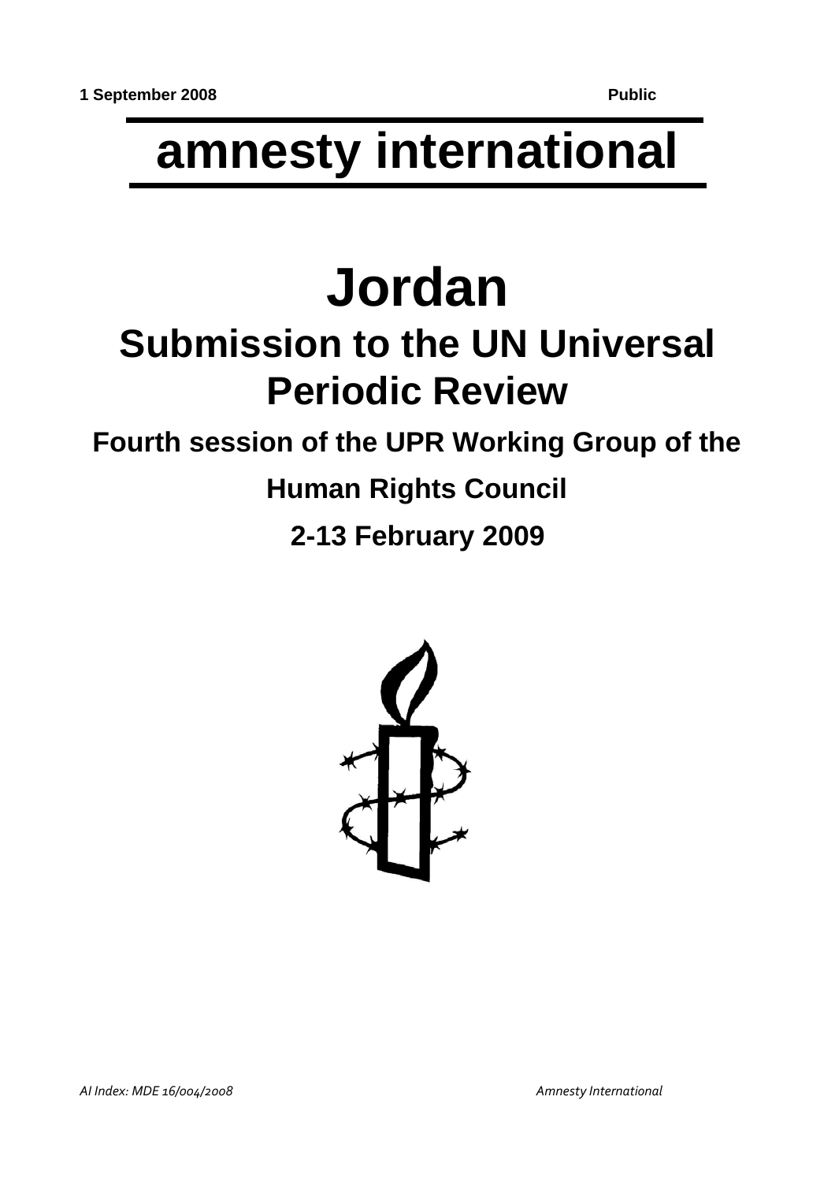**1 September 2008** **Public**

# amnesty international

# Jordan

## Submission to the UN Universal Periodic Review

### Fourth session of the UPR Working Group of the Human Rights Council

### 2-13 February 2009

*AI Index: MDE 16/004/2008* *Amnesty International*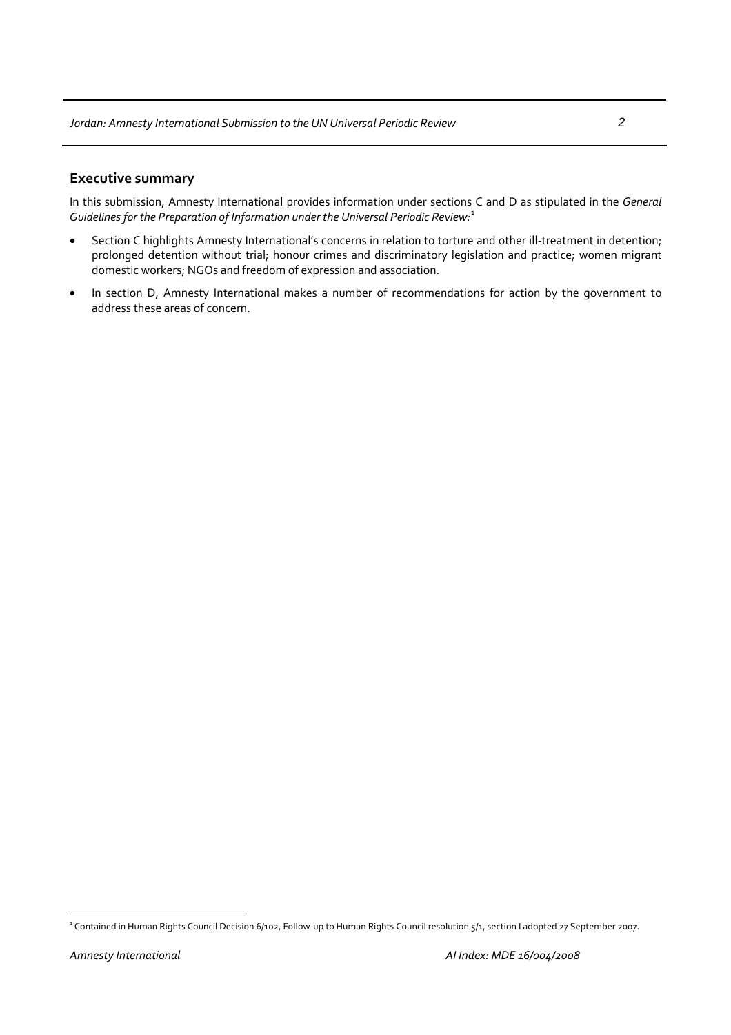## Executive summary

In this submission, Amnesty International provides information under sections C and D as stipulated in the *General Guidelines for the Preparation of Information under the Universal Periodic Review:*[1]

- Section C highlights Amnesty International's concerns in relation to torture and other ill-treatment in detention; prolonged detention without trial; honour crimes and discriminatory legislation and practice; women migrant domestic workers; NGOs and freedom of expression and association.
- In section D, Amnesty International makes a number of recommendations for action by the government to address these areas of concern.

[1] Contained in Human Rights Council Decision 6/102, Follow-up to Human Rights Council resolution 5/1, section I adopted 27 September 2007.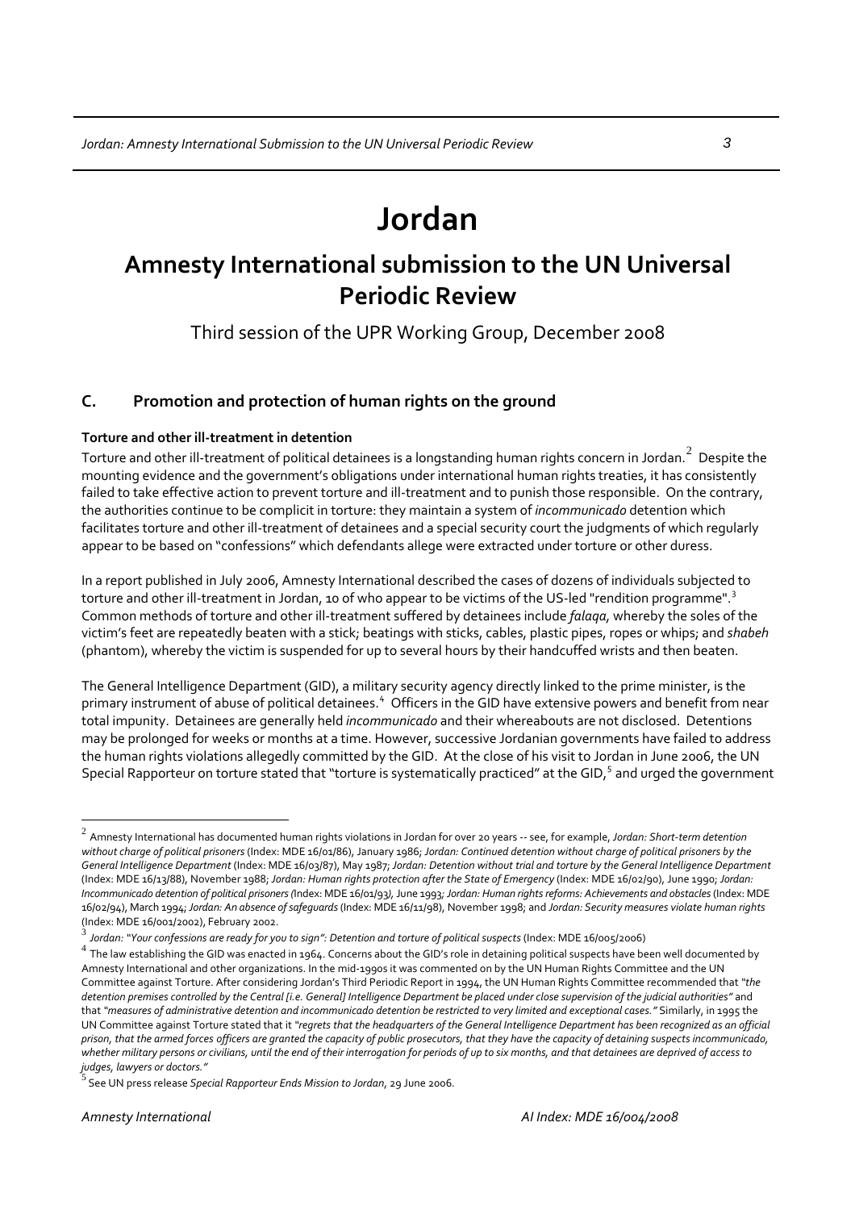# Jordan

## Amnesty International submission to the UN Universal Periodic Review

Third session of the UPR Working Group, December 2008

### C. Promotion and protection of human rights on the ground

**Torture and other ill-treatment in detention**

Torture and other ill-treatment of political detainees is a longstanding human rights concern in Jordan.[2] Despite the mounting evidence and the government's obligations under international human rights treaties, it has consistently failed to take effective action to prevent torture and ill-treatment and to punish those responsible. On the contrary, the authorities continue to be complicit in torture: they maintain a system of *incommunicado* detention which facilitates torture and other ill-treatment of detainees and a special security court the judgments of which regularly appear to be based on "confessions" which defendants allege were extracted under torture or other duress.

In a report published in July 2006, Amnesty International described the cases of dozens of individuals subjected to torture and other ill-treatment in Jordan, 10 of who appear to be victims of the US-led "rendition programme".[3] Common methods of torture and other ill-treatment suffered by detainees include *falaqa,* whereby the soles of the victim's feet are repeatedly beaten with a stick; beatings with sticks, cables, plastic pipes, ropes or whips; and *shabeh* (phantom), whereby the victim is suspended for up to several hours by their handcuffed wrists and then beaten.

The General Intelligence Department (GID), a military security agency directly linked to the prime minister, is the primary instrument of abuse of political detainees.[4] Officers in the GID have extensive powers and benefit from near total impunity. Detainees are generally held *incommunicado* and their whereabouts are not disclosed. Detentions may be prolonged for weeks or months at a time. However, successive Jordanian governments have failed to address the human rights violations allegedly committed by the GID. At the close of his visit to Jordan in June 2006, the UN Special Rapporteur on torture stated that "torture is systematically practiced" at the GID,[5] and urged the government

---

[2] Amnesty International has documented human rights violations in Jordan for over 20 years -- see, for example, *Jordan: Short-term detention without charge of political prisoners* (Index: MDE 16/01/86), January 1986; *Jordan: Continued detention without charge of political prisoners by the General Intelligence Department* (Index: MDE 16/03/87), May 1987; *Jordan: Detention without trial and torture by the General Intelligence Department* (Index: MDE 16/13/88), November 1988; *Jordan: Human rights protection after the State of Emergency* (Index: MDE 16/02/90), June 1990; *Jordan: Incommunicado detention of political prisoners (*Index: MDE 16/01/93*)*, June 1993*; Jordan: Human rights reforms: Achievements and obstacles* (Index: MDE 16/02/94), March 1994; *Jordan: An absence of safeguards* (Index: MDE 16/11/98), November 1998; and *Jordan: Security measures violate human rights* (Index: MDE 16/001/2002), February 2002.

[3] *Jordan: "Your confessions are ready for you to sign": Detention and torture of political suspects* (Index: MDE 16/005/2006)

[4] The law establishing the GID was enacted in 1964. Concerns about the GID's role in detaining political suspects have been well documented by Amnesty International and other organizations. In the mid-1990s it was commented on by the UN Human Rights Committee and the UN Committee against Torture. After considering Jordan's Third Periodic Report in 1994, the UN Human Rights Committee recommended that *"the detention premises controlled by the Central [i.e. General] Intelligence Department be placed under close supervision of the judicial authorities"* and that *"measures of administrative detention and incommunicado detention be restricted to very limited and exceptional cases."* Similarly, in 1995 the UN Committee against Torture stated that it *"regrets that the headquarters of the General Intelligence Department has been recognized as an official prison, that the armed forces officers are granted the capacity of public prosecutors, that they have the capacity of detaining suspects incommunicado, whether military persons or civilians, until the end of their interrogation for periods of up to six months, and that detainees are deprived of access to judges, lawyers or doctors."*

[5] See UN press release *Special Rapporteur Ends Mission to Jordan*, 29 June 2006.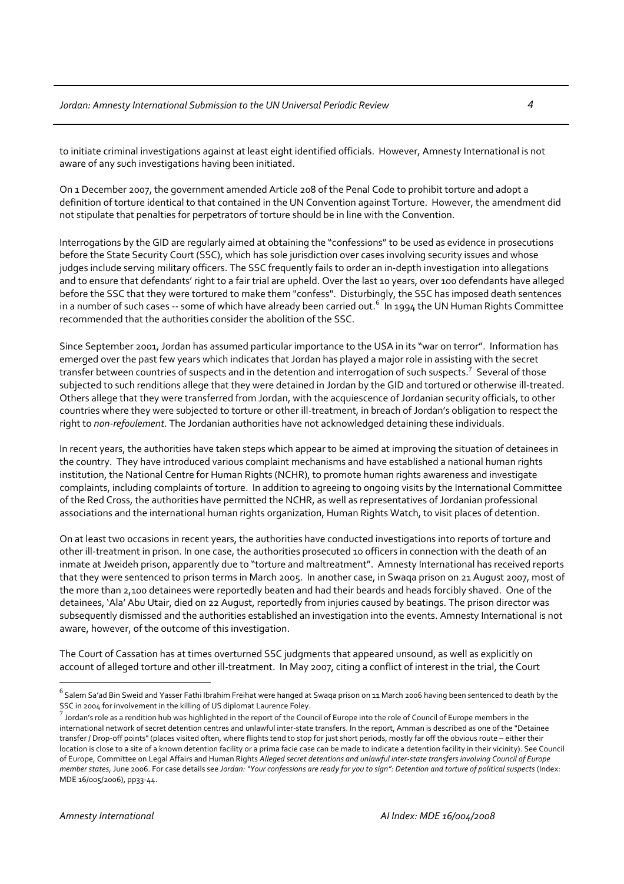to initiate criminal investigations against at least eight identified officials. However, Amnesty International is not aware of any such investigations having been initiated.

On 1 December 2007, the government amended Article 208 of the Penal Code to prohibit torture and adopt a definition of torture identical to that contained in the UN Convention against Torture. However, the amendment did not stipulate that penalties for perpetrators of torture should be in line with the Convention.

Interrogations by the GID are regularly aimed at obtaining the "confessions" to be used as evidence in prosecutions before the State Security Court (SSC), which has sole jurisdiction over cases involving security issues and whose judges include serving military officers. The SSC frequently fails to order an in-depth investigation into allegations and to ensure that defendants' right to a fair trial are upheld. Over the last 10 years, over 100 defendants have alleged before the SSC that they were tortured to make them "confess". Disturbingly, the SSC has imposed death sentences in a number of such cases -- some of which have already been carried out.[6] In 1994 the UN Human Rights Committee recommended that the authorities consider the abolition of the SSC.

Since September 2001, Jordan has assumed particular importance to the USA in its "war on terror". Information has emerged over the past few years which indicates that Jordan has played a major role in assisting with the secret transfer between countries of suspects and in the detention and interrogation of such suspects.[7] Several of those subjected to such renditions allege that they were detained in Jordan by the GID and tortured or otherwise ill-treated. Others allege that they were transferred from Jordan, with the acquiescence of Jordanian security officials, to other countries where they were subjected to torture or other ill-treatment, in breach of Jordan's obligation to respect the right to *non-refoulement*. The Jordanian authorities have not acknowledged detaining these individuals.

In recent years, the authorities have taken steps which appear to be aimed at improving the situation of detainees in the country. They have introduced various complaint mechanisms and have established a national human rights institution, the National Centre for Human Rights (NCHR), to promote human rights awareness and investigate complaints, including complaints of torture. In addition to agreeing to ongoing visits by the International Committee of the Red Cross, the authorities have permitted the NCHR, as well as representatives of Jordanian professional associations and the international human rights organization, Human Rights Watch, to visit places of detention.

On at least two occasions in recent years, the authorities have conducted investigations into reports of torture and other ill-treatment in prison. In one case, the authorities prosecuted 10 officers in connection with the death of an inmate at Jweideh prison, apparently due to "torture and maltreatment". Amnesty International has received reports that they were sentenced to prison terms in March 2005. In another case, in Swaqa prison on 21 August 2007, most of the more than 2,100 detainees were reportedly beaten and had their beards and heads forcibly shaved. One of the detainees, 'Ala' Abu Utair, died on 22 August, reportedly from injuries caused by beatings. The prison director was subsequently dismissed and the authorities established an investigation into the events. Amnesty International is not aware, however, of the outcome of this investigation.

The Court of Cassation has at times overturned SSC judgments that appeared unsound, as well as explicitly on account of alleged torture and other ill-treatment. In May 2007, citing a conflict of interest in the trial, the Court

---

[6] Salem Sa'ad Bin Sweid and Yasser Fathi Ibrahim Freihat were hanged at Swaqa prison on 11 March 2006 having been sentenced to death by the SSC in 2004 for involvement in the killing of US diplomat Laurence Foley.

[7] Jordan's role as a rendition hub was highlighted in the report of the Council of Europe into the role of Council of Europe members in the international network of secret detention centres and unlawful inter-state transfers. In the report, Amman is described as one of the "Detainee transfer / Drop-off points" (places visited often, where flights tend to stop for just short periods, mostly far off the obvious route – either their location is close to a site of a known detention facility or a prima facie case can be made to indicate a detention facility in their vicinity). See Council of Europe, Committee on Legal Affairs and Human Rights *Alleged secret detentions and unlawful inter-state transfers involving Council of Europe member states*, June 2006. For case details see *Jordan: "Your confessions are ready for you to sign": Detention and torture of political suspects* (Index: MDE 16/005/2006), pp33-44.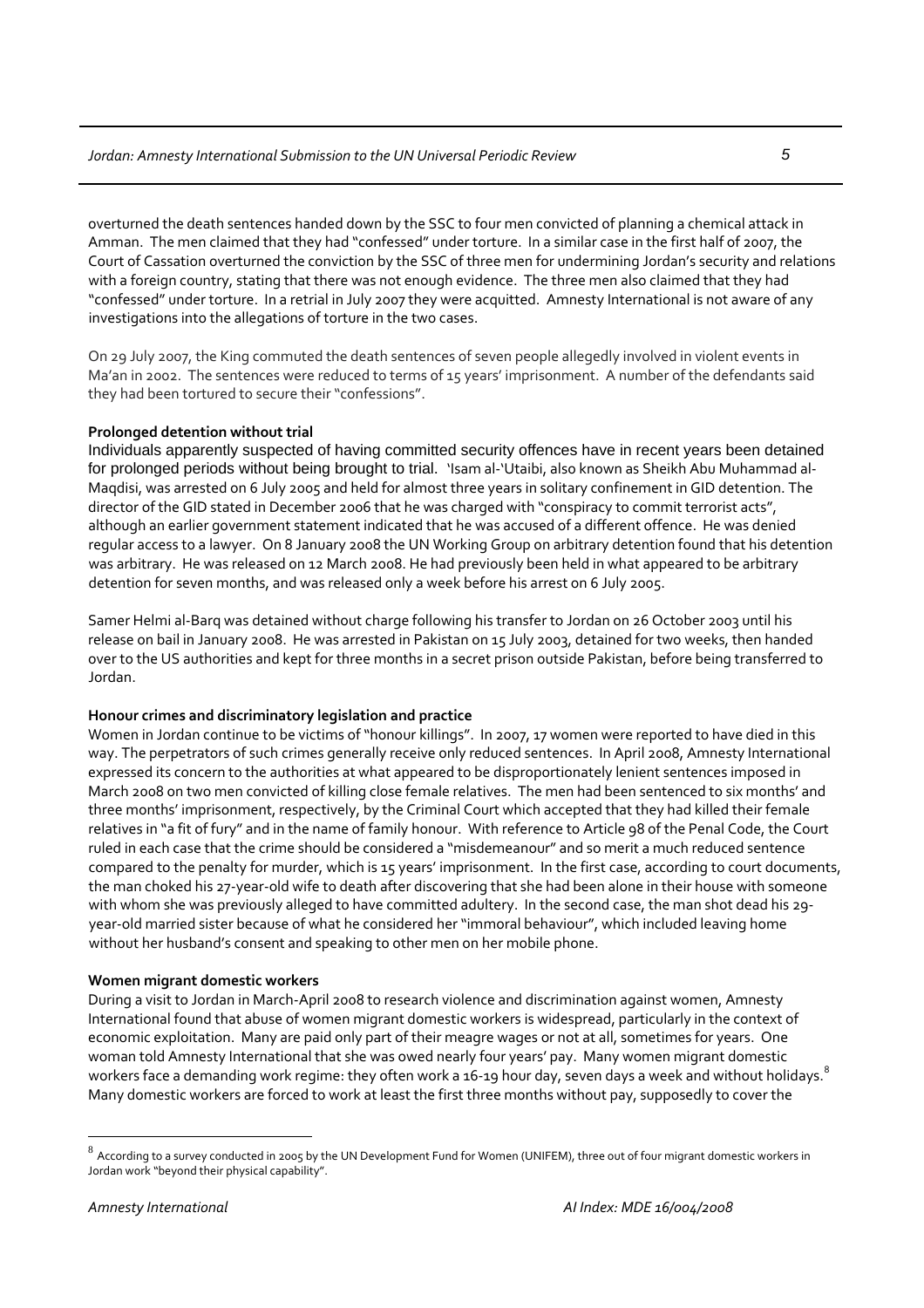overturned the death sentences handed down by the SSC to four men convicted of planning a chemical attack in Amman. The men claimed that they had "confessed" under torture. In a similar case in the first half of 2007, the Court of Cassation overturned the conviction by the SSC of three men for undermining Jordan's security and relations with a foreign country, stating that there was not enough evidence. The three men also claimed that they had "confessed" under torture. In a retrial in July 2007 they were acquitted. Amnesty International is not aware of any investigations into the allegations of torture in the two cases.

On 29 July 2007, the King commuted the death sentences of seven people allegedly involved in violent events in Ma'an in 2002. The sentences were reduced to terms of 15 years' imprisonment. A number of the defendants said they had been tortured to secure their "confessions".

**Prolonged detention without trial**

Individuals apparently suspected of having committed security offences have in recent years been detained for prolonged periods without being brought to trial. 'Isam al-'Utaibi, also known as Sheikh Abu Muhammad al-Maqdisi, was arrested on 6 July 2005 and held for almost three years in solitary confinement in GID detention. The director of the GID stated in December 2006 that he was charged with "conspiracy to commit terrorist acts", although an earlier government statement indicated that he was accused of a different offence. He was denied regular access to a lawyer. On 8 January 2008 the UN Working Group on arbitrary detention found that his detention was arbitrary. He was released on 12 March 2008. He had previously been held in what appeared to be arbitrary detention for seven months, and was released only a week before his arrest on 6 July 2005.

Samer Helmi al-Barq was detained without charge following his transfer to Jordan on 26 October 2003 until his release on bail in January 2008. He was arrested in Pakistan on 15 July 2003, detained for two weeks, then handed over to the US authorities and kept for three months in a secret prison outside Pakistan, before being transferred to Jordan.

**Honour crimes and discriminatory legislation and practice**

Women in Jordan continue to be victims of "honour killings". In 2007, 17 women were reported to have died in this way. The perpetrators of such crimes generally receive only reduced sentences. In April 2008, Amnesty International expressed its concern to the authorities at what appeared to be disproportionately lenient sentences imposed in March 2008 on two men convicted of killing close female relatives. The men had been sentenced to six months' and three months' imprisonment, respectively, by the Criminal Court which accepted that they had killed their female relatives in "a fit of fury" and in the name of family honour. With reference to Article 98 of the Penal Code, the Court ruled in each case that the crime should be considered a "misdemeanour" and so merit a much reduced sentence compared to the penalty for murder, which is 15 years' imprisonment. In the first case, according to court documents, the man choked his 27-year-old wife to death after discovering that she had been alone in their house with someone with whom she was previously alleged to have committed adultery. In the second case, the man shot dead his 29-year-old married sister because of what he considered her "immoral behaviour", which included leaving home without her husband's consent and speaking to other men on her mobile phone.

**Women migrant domestic workers**

During a visit to Jordan in March-April 2008 to research violence and discrimination against women, Amnesty International found that abuse of women migrant domestic workers is widespread, particularly in the context of economic exploitation. Many are paid only part of their meagre wages or not at all, sometimes for years. One woman told Amnesty International that she was owed nearly four years' pay. Many women migrant domestic workers face a demanding work regime: they often work a 16-19 hour day, seven days a week and without holidays.[8] Many domestic workers are forced to work at least the first three months without pay, supposedly to cover the

[8] According to a survey conducted in 2005 by the UN Development Fund for Women (UNIFEM), three out of four migrant domestic workers in Jordan work "beyond their physical capability".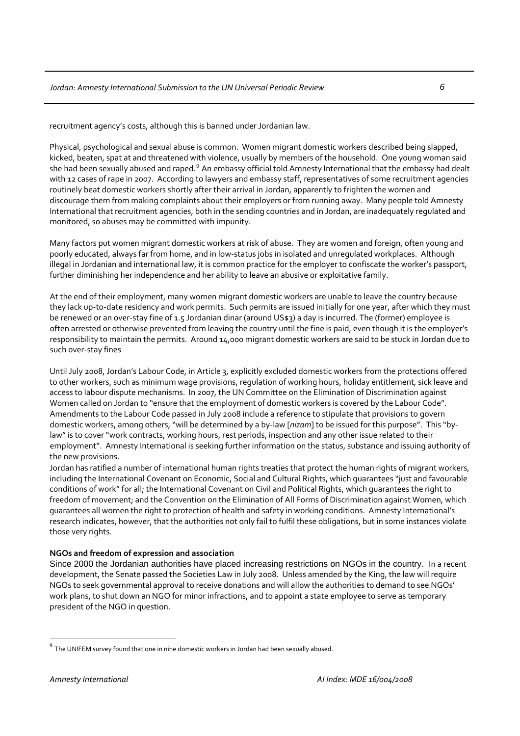recruitment agency's costs, although this is banned under Jordanian law.

Physical, psychological and sexual abuse is common. Women migrant domestic workers described being slapped, kicked, beaten, spat at and threatened with violence, usually by members of the household. One young woman said she had been sexually abused and raped.[9] An embassy official told Amnesty International that the embassy had dealt with 12 cases of rape in 2007. According to lawyers and embassy staff, representatives of some recruitment agencies routinely beat domestic workers shortly after their arrival in Jordan, apparently to frighten the women and discourage them from making complaints about their employers or from running away. Many people told Amnesty International that recruitment agencies, both in the sending countries and in Jordan, are inadequately regulated and monitored, so abuses may be committed with impunity.

Many factors put women migrant domestic workers at risk of abuse. They are women and foreign, often young and poorly educated, always far from home, and in low-status jobs in isolated and unregulated workplaces. Although illegal in Jordanian and international law, it is common practice for the employer to confiscate the worker's passport, further diminishing her independence and her ability to leave an abusive or exploitative family.

At the end of their employment, many women migrant domestic workers are unable to leave the country because they lack up-to-date residency and work permits. Such permits are issued initially for one year, after which they must be renewed or an over-stay fine of 1.5 Jordanian dinar (around US$3) a day is incurred. The (former) employee is often arrested or otherwise prevented from leaving the country until the fine is paid, even though it is the employer's responsibility to maintain the permits. Around 14,000 migrant domestic workers are said to be stuck in Jordan due to such over-stay fines

Until July 2008, Jordan's Labour Code, in Article 3, explicitly excluded domestic workers from the protections offered to other workers, such as minimum wage provisions, regulation of working hours, holiday entitlement, sick leave and access to labour dispute mechanisms. In 2007, the UN Committee on the Elimination of Discrimination against Women called on Jordan to "ensure that the employment of domestic workers is covered by the Labour Code". Amendments to the Labour Code passed in July 2008 include a reference to stipulate that provisions to govern domestic workers, among others, "will be determined by a by-law [*nizam*] to be issued for this purpose". This "by-law" is to cover "work contracts, working hours, rest periods, inspection and any other issue related to their employment". Amnesty International is seeking further information on the status, substance and issuing authority of the new provisions.

Jordan has ratified a number of international human rights treaties that protect the human rights of migrant workers, including the International Covenant on Economic, Social and Cultural Rights, which guarantees "just and favourable conditions of work" for all; the International Covenant on Civil and Political Rights, which guarantees the right to freedom of movement; and the Convention on the Elimination of All Forms of Discrimination against Women, which guarantees all women the right to protection of health and safety in working conditions. Amnesty International's research indicates, however, that the authorities not only fail to fulfil these obligations, but in some instances violate those very rights.

**NGOs and freedom of expression and association**

Since 2000 the Jordanian authorities have placed increasing restrictions on NGOs in the country. In a recent development, the Senate passed the Societies Law in July 2008. Unless amended by the King, the law will require NGOs to seek governmental approval to receive donations and will allow the authorities to demand to see NGOs' work plans, to shut down an NGO for minor infractions, and to appoint a state employee to serve as temporary president of the NGO in question.

---

[9] The UNIFEM survey found that one in nine domestic workers in Jordan had been sexually abused.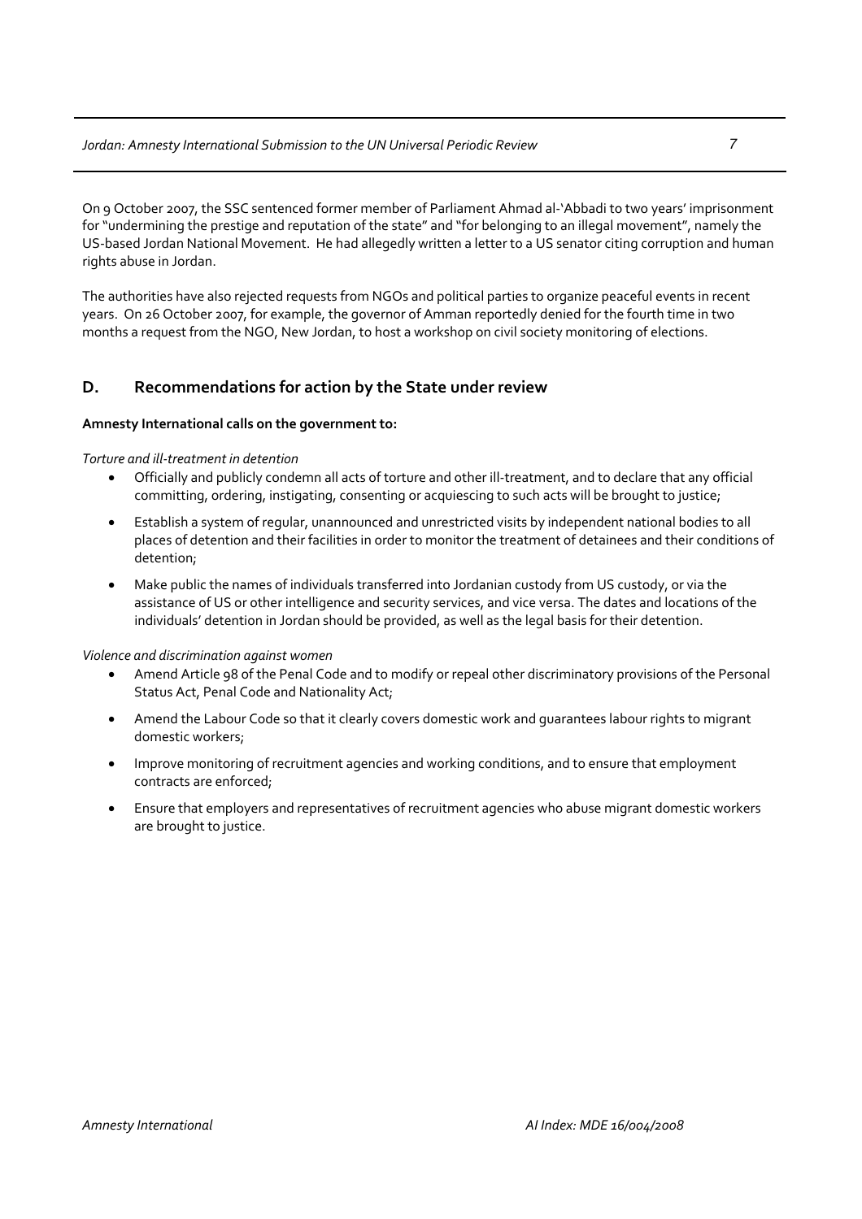On 9 October 2007, the SSC sentenced former member of Parliament Ahmad al-'Abbadi to two years' imprisonment for "undermining the prestige and reputation of the state" and "for belonging to an illegal movement", namely the US-based Jordan National Movement. He had allegedly written a letter to a US senator citing corruption and human rights abuse in Jordan.

The authorities have also rejected requests from NGOs and political parties to organize peaceful events in recent years. On 26 October 2007, for example, the governor of Amman reportedly denied for the fourth time in two months a request from the NGO, New Jordan, to host a workshop on civil society monitoring of elections.

## D. Recommendations for action by the State under review

**Amnesty International calls on the government to:**

*Torture and ill-treatment in detention*

- Officially and publicly condemn all acts of torture and other ill-treatment, and to declare that any official committing, ordering, instigating, consenting or acquiescing to such acts will be brought to justice;
- Establish a system of regular, unannounced and unrestricted visits by independent national bodies to all places of detention and their facilities in order to monitor the treatment of detainees and their conditions of detention;
- Make public the names of individuals transferred into Jordanian custody from US custody, or via the assistance of US or other intelligence and security services, and vice versa. The dates and locations of the individuals' detention in Jordan should be provided, as well as the legal basis for their detention.

*Violence and discrimination against women*

- Amend Article 98 of the Penal Code and to modify or repeal other discriminatory provisions of the Personal Status Act, Penal Code and Nationality Act;
- Amend the Labour Code so that it clearly covers domestic work and guarantees labour rights to migrant domestic workers;
- Improve monitoring of recruitment agencies and working conditions, and to ensure that employment contracts are enforced;
- Ensure that employers and representatives of recruitment agencies who abuse migrant domestic workers are brought to justice.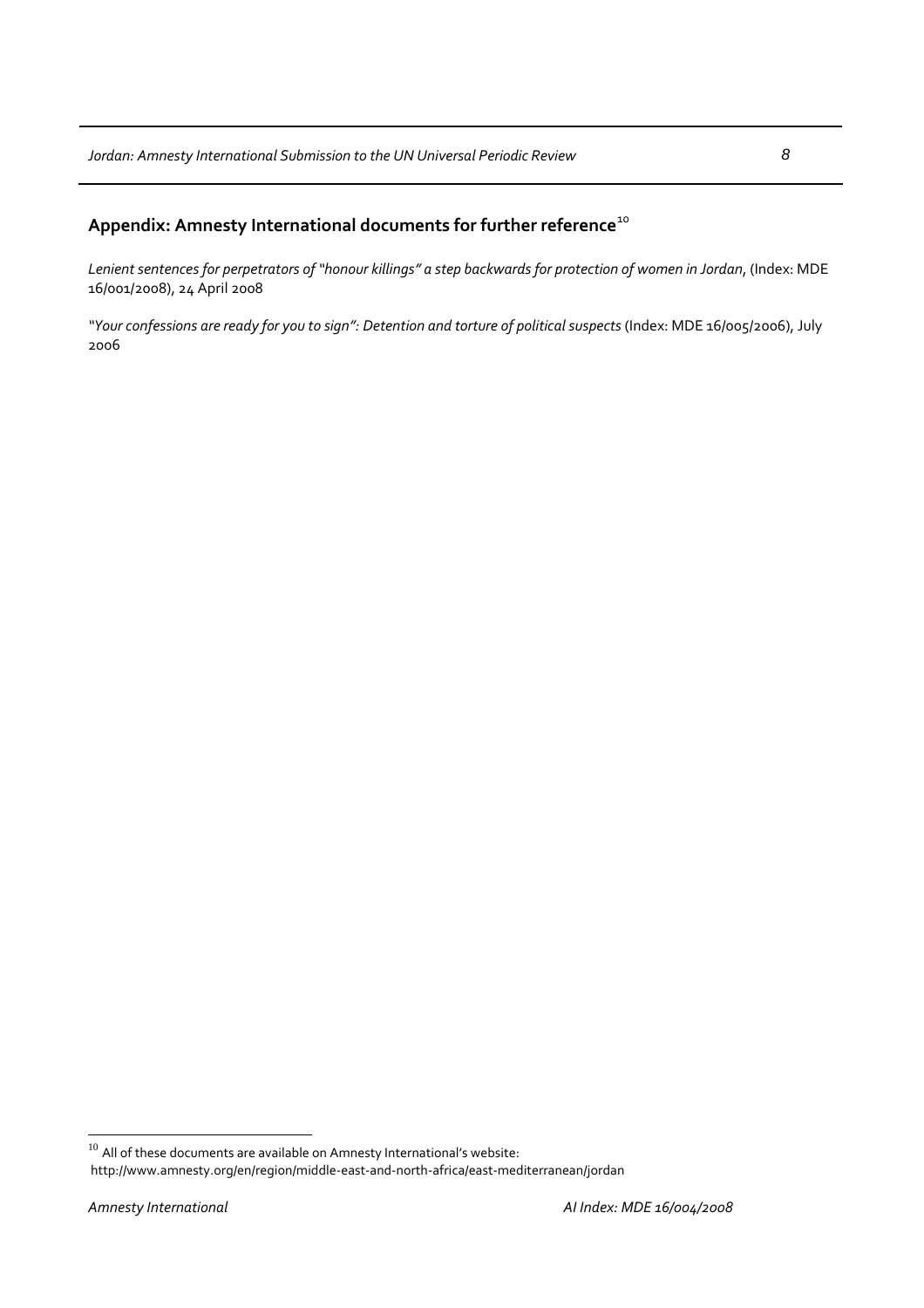## Appendix: Amnesty International documents for further reference[10]

*Lenient sentences for perpetrators of "honour killings" a step backwards for protection of women in Jordan*, (Index: MDE 16/001/2008), 24 April 2008

*"Your confessions are ready for you to sign": Detention and torture of political suspects* (Index: MDE 16/005/2006), July 2006

[10] All of these documents are available on Amnesty International's website: http://www.amnesty.org/en/region/middle-east-and-north-africa/east-mediterranean/jordan